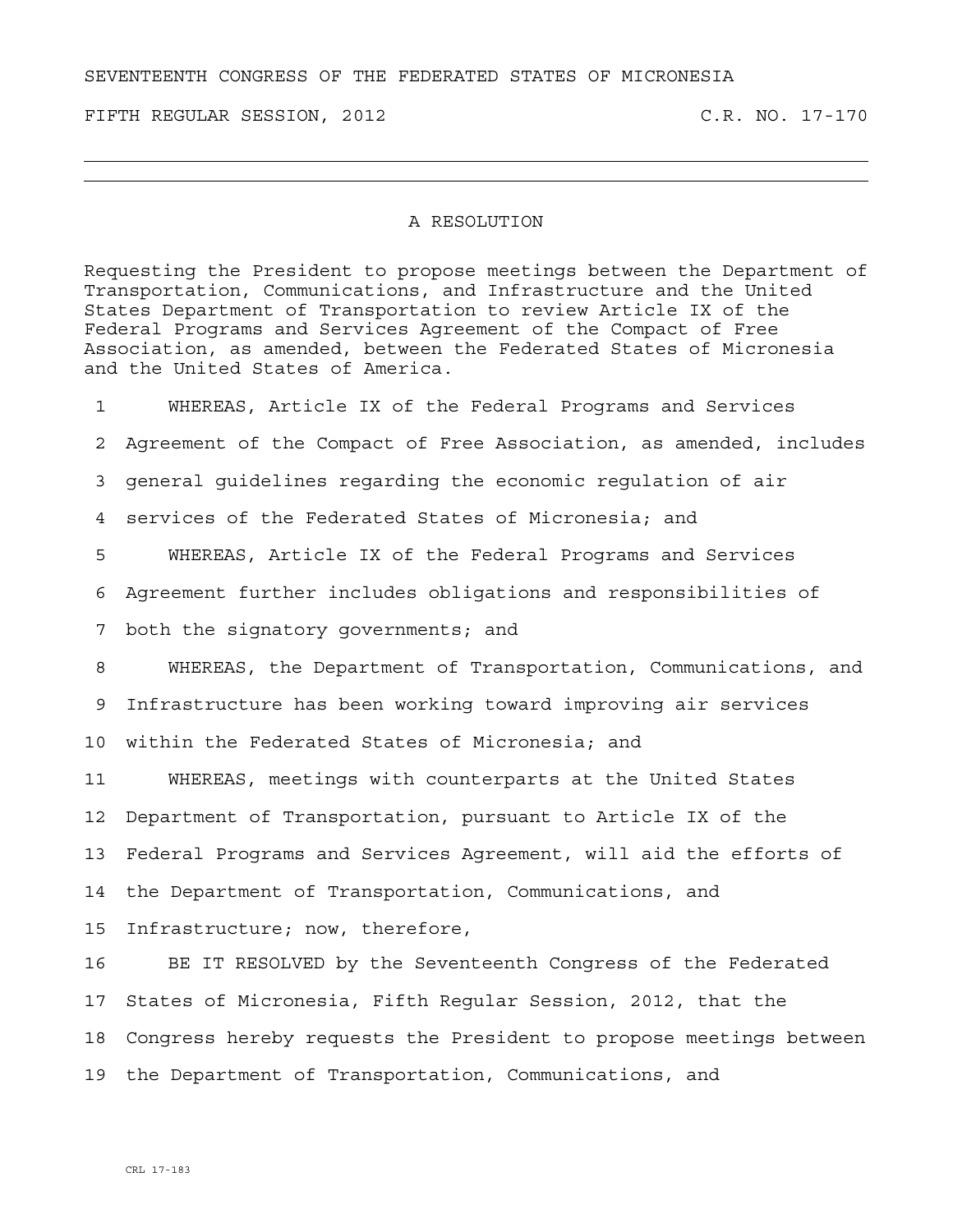SEVENTEENTH CONGRESS OF THE FEDERATED STATES OF MICRONESIA

FIFTH REGULAR SESSION, 2012 C.R. NO. 17-170

---

# A RESOLUTION

Requesting the President to propose meetings between the Department of Transportation, Communications, and Infrastructure and the United States Department of Transportation to review Article IX of the Federal Programs and Services Agreement of the Compact of Free Association, as amended, between the Federated States of Micronesia and the United States of America.

1 WHEREAS, Article IX of the Federal Programs and Services
2 Agreement of the Compact of Free Association, as amended, includes
3 general guidelines regarding the economic regulation of air
4 services of the Federated States of Micronesia; and
5 WHEREAS, Article IX of the Federal Programs and Services
6 Agreement further includes obligations and responsibilities of
7 both the signatory governments; and
8 WHEREAS, the Department of Transportation, Communications, and
9 Infrastructure has been working toward improving air services
10 within the Federated States of Micronesia; and
11 WHEREAS, meetings with counterparts at the United States
12 Department of Transportation, pursuant to Article IX of the
13 Federal Programs and Services Agreement, will aid the efforts of
14 the Department of Transportation, Communications, and
15 Infrastructure; now, therefore,
16 BE IT RESOLVED by the Seventeenth Congress of the Federated
17 States of Micronesia, Fifth Regular Session, 2012, that the
18 Congress hereby requests the President to propose meetings between
19 the Department of Transportation, Communications, and

CRL 17-183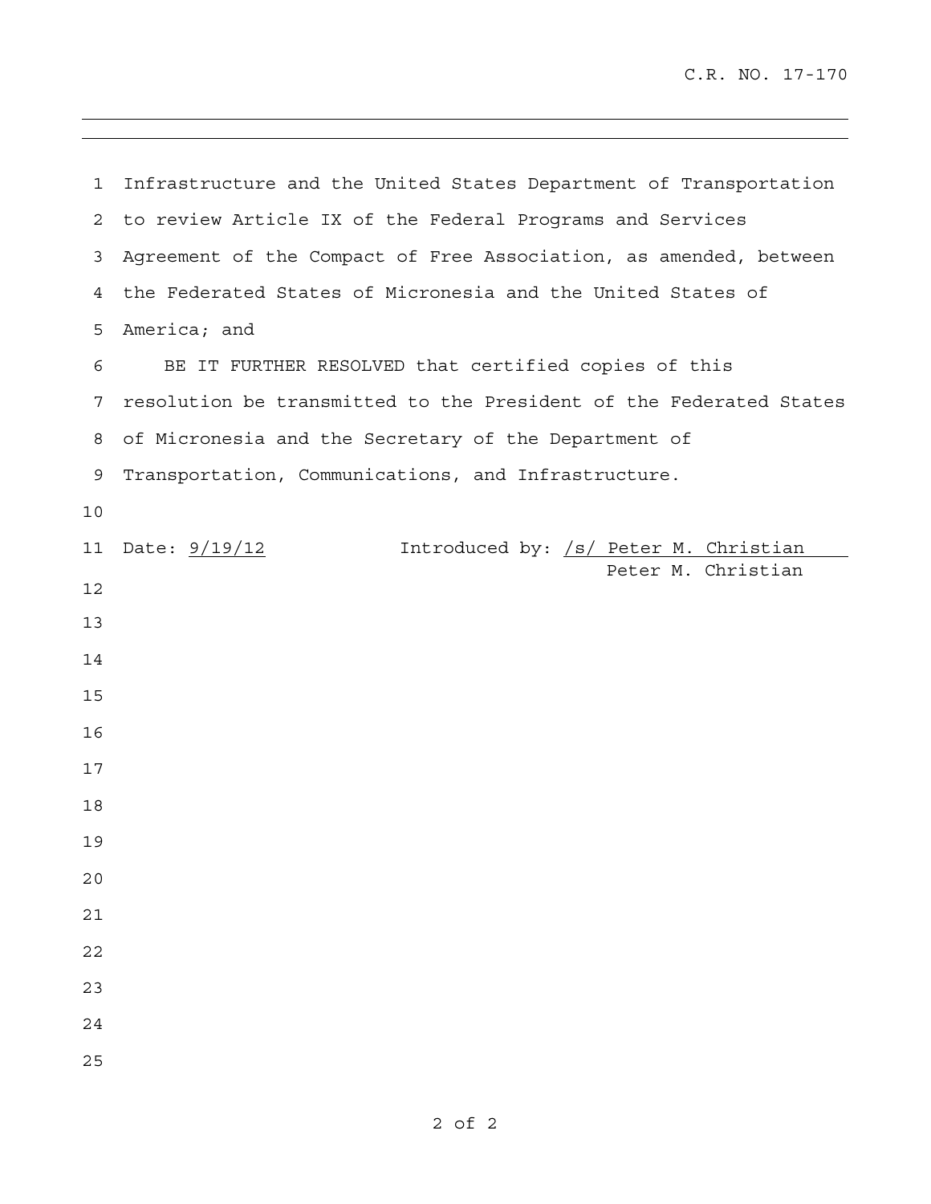Infrastructure and the United States Department of Transportation to review Article IX of the Federal Programs and Services Agreement of the Compact of Free Association, as amended, between the Federated States of Micronesia and the United States of America; and

BE IT FURTHER RESOLVED that certified copies of this resolution be transmitted to the President of the Federated States of Micronesia and the Secretary of the Department of Transportation, Communications, and Infrastructure.

Date: 9/19/12

Introduced by: /s/ Peter M. Christian
Peter M. Christian